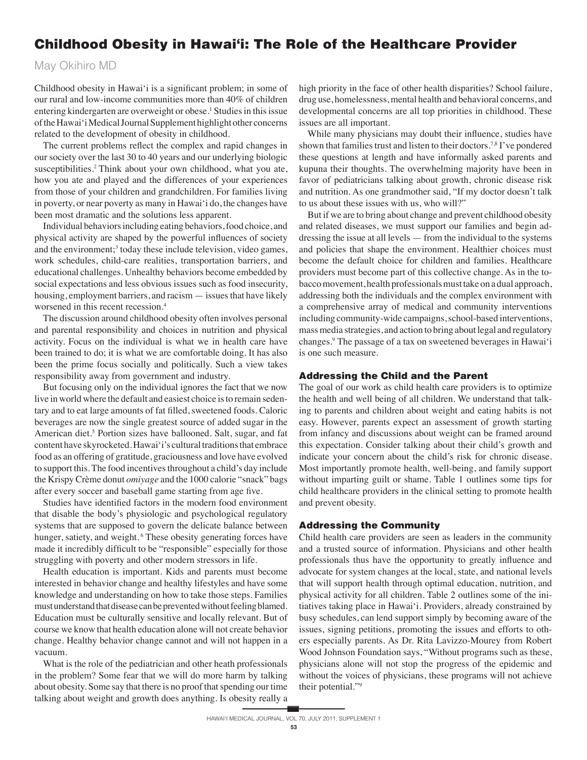# Childhood Obesity in Hawai'i: The Role of the Healthcare Provider

May Okihiro MD

Childhood obesity in Hawai'i is a significant problem; in some of our rural and low-income communities more than 40% of children entering kindergarten are overweight or obese.[1] Studies in this issue of the Hawai'i Medical Journal Supplement highlight other concerns related to the development of obesity in childhood.

The current problems reflect the complex and rapid changes in our society over the last 30 to 40 years and our underlying biologic susceptibilities.[2] Think about your own childhood, what you ate, how you ate and played and the differences of your experiences from those of your children and grandchildren. For families living in poverty, or near poverty as many in Hawai'i do, the changes have been most dramatic and the solutions less apparent.

Individual behaviors including eating behaviors, food choice, and physical activity are shaped by the powerful influences of society and the environment;[3] today these include television, video games, work schedules, child-care realities, transportation barriers, and educational challenges. Unhealthy behaviors become embedded by social expectations and less obvious issues such as food insecurity, housing, employment barriers, and racism — issues that have likely worsened in this recent recession.[4]

The discussion around childhood obesity often involves personal and parental responsibility and choices in nutrition and physical activity. Focus on the individual is what we in health care have been trained to do; it is what we are comfortable doing. It has also been the prime focus socially and politically. Such a view takes responsibility away from government and industry.

But focusing only on the individual ignores the fact that we now live in world where the default and easiest choice is to remain sedentary and to eat large amounts of fat filled, sweetened foods. Caloric beverages are now the single greatest source of added sugar in the American diet.[5] Portion sizes have ballooned. Salt, sugar, and fat content have skyrocketed. Hawai'i's cultural traditions that embrace food as an offering of gratitude, graciousness and love have evolved to support this. The food incentives throughout a child's day include the Krispy Crème donut *omiyage* and the 1000 calorie "snack" bags after every soccer and baseball game starting from age five.

Studies have identified factors in the modern food environment that disable the body's physiologic and psychological regulatory systems that are supposed to govern the delicate balance between hunger, satiety, and weight.[6] These obesity generating forces have made it incredibly difficult to be "responsible" especially for those struggling with poverty and other modern stressors in life.

Health education is important. Kids and parents must become interested in behavior change and healthy lifestyles and have some knowledge and understanding on how to take those steps. Families must understand that disease can be prevented without feeling blamed. Education must be culturally sensitive and locally relevant. But of course we know that health education alone will not create behavior change. Healthy behavior change cannot and will not happen in a vacuum.

What is the role of the pediatrician and other heath professionals in the problem? Some fear that we will do more harm by talking about obesity. Some say that there is no proof that spending our time talking about weight and growth does anything. Is obesity really a high priority in the face of other health disparities? School failure, drug use, homelessness, mental health and behavioral concerns, and developmental concerns are all top priorities in childhood. These issues are all important.

While many physicians may doubt their influence, studies have shown that families trust and listen to their doctors.[7,8] I've pondered these questions at length and have informally asked parents and kupuna their thoughts. The overwhelming majority have been in favor of pediatricians talking about growth, chronic disease risk and nutrition. As one grandmother said, "If my doctor doesn't talk to us about these issues with us, who will?"

But if we are to bring about change and prevent childhood obesity and related diseases, we must support our families and begin addressing the issue at all levels — from the individual to the systems and policies that shape the environment. Healthier choices must become the default choice for children and families. Healthcare providers must become part of this collective change. As in the tobacco movement, health professionals must take on a dual approach, addressing both the individuals and the complex environment with a comprehensive array of medical and community interventions including community-wide campaigns, school-based interventions, mass media strategies, and action to bring about legal and regulatory changes.[9] The passage of a tax on sweetened beverages in Hawai'i is one such measure.

## Addressing the Child and the Parent

The goal of our work as child health care providers is to optimize the health and well being of all children. We understand that talking to parents and children about weight and eating habits is not easy. However, parents expect an assessment of growth starting from infancy and discussions about weight can be framed around this expectation. Consider talking about their child's growth and indicate your concern about the child's risk for chronic disease. Most importantly promote health, well-being, and family support without imparting guilt or shame. Table 1 outlines some tips for child healthcare providers in the clinical setting to promote health and prevent obesity.

## Addressing the Community

Child health care providers are seen as leaders in the community and a trusted source of information. Physicians and other health professionals thus have the opportunity to greatly influence and advocate for system changes at the local, state, and national levels that will support health through optimal education, nutrition, and physical activity for all children. Table 2 outlines some of the initiatives taking place in Hawai'i. Providers, already constrained by busy schedules, can lend support simply by becoming aware of the issues, signing petitions, promoting the issues and efforts to others especially parents. As Dr. Rita Lavizzo-Mourey from Robert Wood Johnson Foundation says, "Without programs such as these, physicians alone will not stop the progress of the epidemic and without the voices of physicians, these programs will not achieve their potential."[9]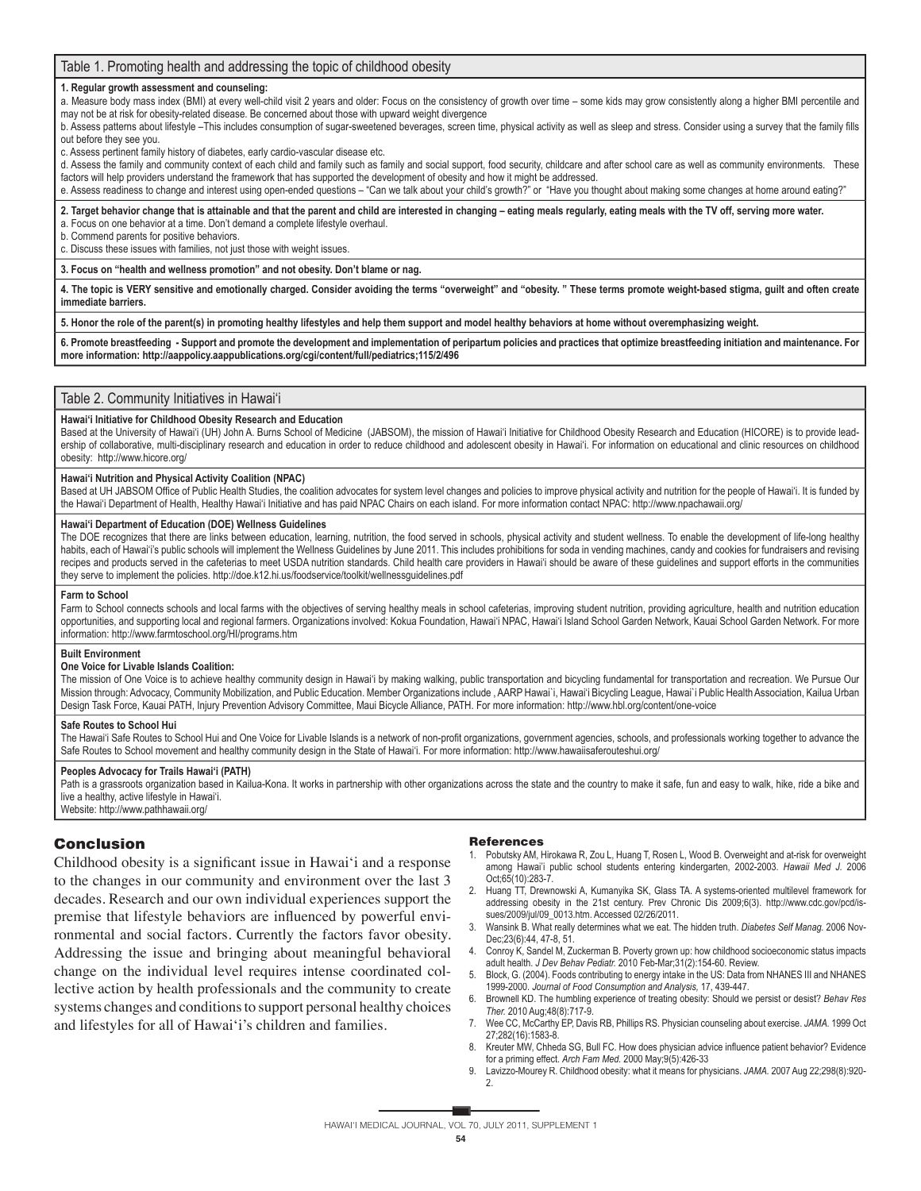### Table 1. Promoting health and addressing the topic of childhood obesity

**1. Regular growth assessment and counseling:**

a. Measure body mass index (BMI) at every well-child visit 2 years and older: Focus on the consistency of growth over time – some kids may grow consistently along a higher BMI percentile and may not be at risk for obesity-related disease. Be concerned about those with upward weight divergence

b. Assess patterns about lifestyle –This includes consumption of sugar-sweetened beverages, screen time, physical activity as well as sleep and stress. Consider using a survey that the family fills out before they see you.

c. Assess pertinent family history of diabetes, early cardio-vascular disease etc.

d. Assess the family and community context of each child and family such as family and social support, food security, childcare and after school care as well as community environments. These factors will help providers understand the framework that has supported the development of obesity and how it might be addressed.

e. Assess readiness to change and interest using open-ended questions – "Can we talk about your child's growth?" or "Have you thought about making some changes at home around eating?"

**2. Target behavior change that is attainable and that the parent and child are interested in changing – eating meals regularly, eating meals with the TV off, serving more water.**

a. Focus on one behavior at a time. Don't demand a complete lifestyle overhaul.

b. Commend parents for positive behaviors.

c. Discuss these issues with families, not just those with weight issues.

**3. Focus on "health and wellness promotion" and not obesity. Don't blame or nag.**

**4. The topic is VERY sensitive and emotionally charged. Consider avoiding the terms "overweight" and "obesity. " These terms promote weight-based stigma, guilt and often create immediate barriers.**

**5. Honor the role of the parent(s) in promoting healthy lifestyles and help them support and model healthy behaviors at home without overemphasizing weight.**

**6. Promote breastfeeding - Support and promote the development and implementation of peripartum policies and practices that optimize breastfeeding initiation and maintenance. For more information: http://aappolicy.aappublications.org/cgi/content/full/pediatrics;115/2/496**

### Table 2. Community Initiatives in Hawai'i

**Hawai'i Initiative for Childhood Obesity Research and Education**

Based at the University of Hawai'i (UH) John A. Burns School of Medicine (JABSOM), the mission of Hawai'i Initiative for Childhood Obesity Research and Education (HICORE) is to provide leadership of collaborative, multi-disciplinary research and education in order to reduce childhood and adolescent obesity in Hawai'i. For information on educational and clinic resources on childhood obesity: http://www.hicore.org/

**Hawai'i Nutrition and Physical Activity Coalition (NPAC)**

Based at UH JABSOM Office of Public Health Studies, the coalition advocates for system level changes and policies to improve physical activity and nutrition for the people of Hawai'i. It is funded by the Hawai'i Department of Health, Healthy Hawai'i Initiative and has paid NPAC Chairs on each island. For more information contact NPAC: http://www.npachawaii.org/

**Hawai'i Department of Education (DOE) Wellness Guidelines**

The DOE recognizes that there are links between education, learning, nutrition, the food served in schools, physical activity and student wellness. To enable the development of life-long healthy habits, each of Hawai'i's public schools will implement the Wellness Guidelines by June 2011. This includes prohibitions for soda in vending machines, candy and cookies for fundraisers and revising recipes and products served in the cafeterias to meet USDA nutrition standards. Child health care providers in Hawai'i should be aware of these guidelines and support efforts in the communities they serve to implement the policies. http://doe.k12.hi.us/foodservice/toolkit/wellnessguidelines.pdf

**Farm to School**

Farm to School connects schools and local farms with the objectives of serving healthy meals in school cafeterias, improving student nutrition, providing agriculture, health and nutrition education opportunities, and supporting local and regional farmers. Organizations involved: Kokua Foundation, Hawai'i NPAC, Hawai'i Island School Garden Network, Kauai School Garden Network. For more information: http://www.farmtoschool.org/HI/programs.htm

**Built Environment**

**One Voice for Livable Islands Coalition:**

The mission of One Voice is to achieve healthy community design in Hawai'i by making walking, public transportation and bicycling fundamental for transportation and recreation. We Pursue Our Mission through: Advocacy, Community Mobilization, and Public Education. Member Organizations include , AARP Hawai`i, Hawai'i Bicycling League, Hawai`i Public Health Association, Kailua Urban Design Task Force, Kauai PATH, Injury Prevention Advisory Committee, Maui Bicycle Alliance, PATH. For more information: http://www.hbl.org/content/one-voice

**Safe Routes to School Hui**

The Hawai'i Safe Routes to School Hui and One Voice for Livable Islands is a network of non-profit organizations, government agencies, schools, and professionals working together to advance the Safe Routes to School movement and healthy community design in the State of Hawai'i. For more information: http://www.hawaiisaferouteshui.org/

**Peoples Advocacy for Trails Hawai'i (PATH)**

Path is a grassroots organization based in Kailua-Kona. It works in partnership with other organizations across the state and the country to make it safe, fun and easy to walk, hike, ride a bike and live a healthy, active lifestyle in Hawai'i.

Website: http://www.pathhawaii.org/

## Conclusion

Childhood obesity is a significant issue in Hawai'i and a response to the changes in our community and environment over the last 3 decades. Research and our own individual experiences support the premise that lifestyle behaviors are influenced by powerful environmental and social factors. Currently the factors favor obesity. Addressing the issue and bringing about meaningful behavioral change on the individual level requires intense coordinated collective action by health professionals and the community to create systems changes and conditions to support personal healthy choices and lifestyles for all of Hawai'i's children and families.

## References

1. Pobutsky AM, Hirokawa R, Zou L, Huang T, Rosen L, Wood B. Overweight and at-risk for overweight among Hawai'i public school students entering kindergarten, 2002-2003. *Hawaii Med J.* 2006 Oct;65(10):283-7.
2. Huang TT, Drewnowski A, Kumanyika SK, Glass TA. A systems-oriented multilevel framework for addressing obesity in the 21st century. Prev Chronic Dis 2009;6(3). http://www.cdc.gov/pcd/issues/2009/jul/09_0013.htm. Accessed 02/26/2011.
3. Wansink B. What really determines what we eat. The hidden truth. *Diabetes Self Manag.* 2006 Nov-Dec;23(6):44, 47-8, 51.
4. Conroy K, Sandel M, Zuckerman B. Poverty grown up: how childhood socioeconomic status impacts adult health. *J Dev Behav Pediatr.* 2010 Feb-Mar;31(2):154-60. Review.
5. Block, G. (2004). Foods contributing to energy intake in the US: Data from NHANES III and NHANES 1999-2000. *Journal of Food Consumption and Analysis,* 17, 439-447.
6. Brownell KD. The humbling experience of treating obesity: Should we persist or desist? *Behav Res Ther.* 2010 Aug;48(8):717-9.
7. Wee CC, McCarthy EP, Davis RB, Phillips RS. Physician counseling about exercise. *JAMA.* 1999 Oct 27;282(16):1583-8.
8. Kreuter MW, Chheda SG, Bull FC. How does physician advice influence patient behavior? Evidence for a priming effect. *Arch Fam Med.* 2000 May;9(5):426-33
9. Lavizzo-Mourey R. Childhood obesity: what it means for physicians. *JAMA.* 2007 Aug 22;298(8):920-2.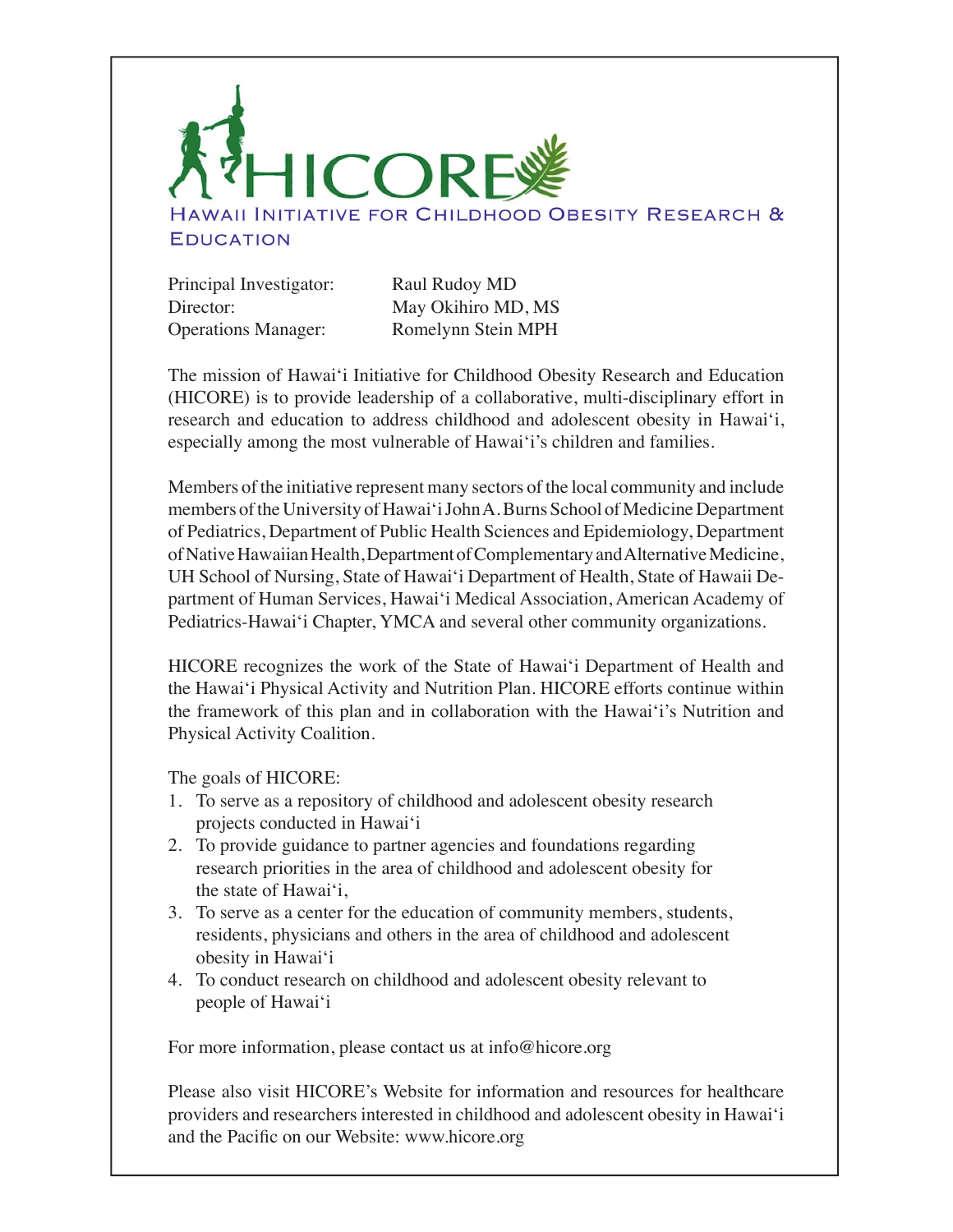# HICORE

## Hawaii Initiative for Childhood Obesity Research & Education

| | |
|---|---|
| Principal Investigator: | Raul Rudoy MD |
| Director: | May Okihiro MD, MS |
| Operations Manager: | Romelynn Stein MPH |

The mission of Hawai'i Initiative for Childhood Obesity Research and Education (HICORE) is to provide leadership of a collaborative, multi-disciplinary effort in research and education to address childhood and adolescent obesity in Hawai'i, especially among the most vulnerable of Hawai'i's children and families.

Members of the initiative represent many sectors of the local community and include members of the University of Hawai'i John A. Burns School of Medicine Department of Pediatrics, Department of Public Health Sciences and Epidemiology, Department of Native Hawaiian Health, Department of Complementary and Alternative Medicine, UH School of Nursing, State of Hawai'i Department of Health, State of Hawaii Department of Human Services, Hawai'i Medical Association, American Academy of Pediatrics-Hawai'i Chapter, YMCA and several other community organizations.

HICORE recognizes the work of the State of Hawai'i Department of Health and the Hawai'i Physical Activity and Nutrition Plan. HICORE efforts continue within the framework of this plan and in collaboration with the Hawai'i's Nutrition and Physical Activity Coalition.

The goals of HICORE:

1. To serve as a repository of childhood and adolescent obesity research projects conducted in Hawai'i
2. To provide guidance to partner agencies and foundations regarding research priorities in the area of childhood and adolescent obesity for the state of Hawai'i,
3. To serve as a center for the education of community members, students, residents, physicians and others in the area of childhood and adolescent obesity in Hawai'i
4. To conduct research on childhood and adolescent obesity relevant to people of Hawai'i

For more information, please contact us at info@hicore.org

Please also visit HICORE's Website for information and resources for healthcare providers and researchers interested in childhood and adolescent obesity in Hawai'i and the Pacific on our Website: www.hicore.org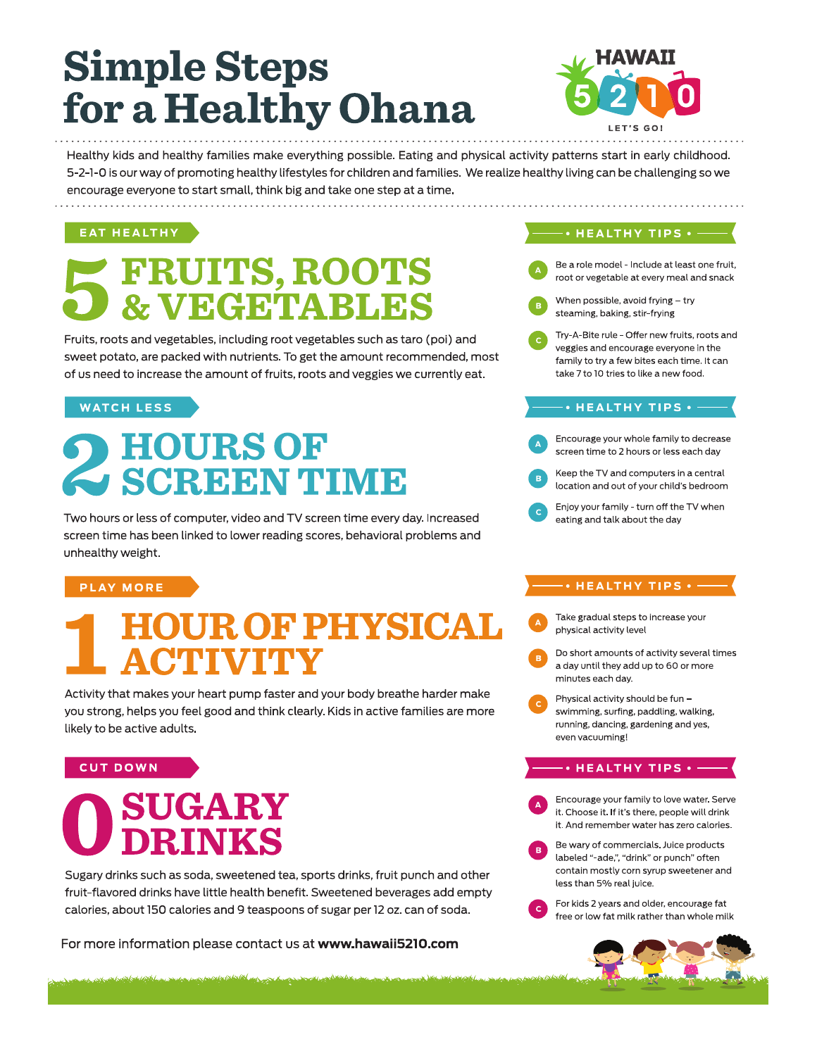# Simple Steps for a Healthy Ohana

HAWAII 5 2 1 0 LET'S GO!

Healthy kids and healthy families make everything possible. Eating and physical activity patterns start in early childhood. 5-2-1-0 is our way of promoting healthy lifestyles for children and families. We realize healthy living can be challenging so we encourage everyone to start small, think big and take one step at a time.

EAT HEALTHY

## 5 FRUITS, ROOTS & VEGETABLES

Fruits, roots and vegetables, including root vegetables such as taro (poi) and sweet potato, are packed with nutrients. To get the amount recommended, most of us need to increase the amount of fruits, roots and veggies we currently eat.

**• HEALTHY TIPS •**

- A. Be a role model - Include at least one fruit, root or vegetable at every meal and snack
- B. When possible, avoid frying – try steaming, baking, stir-frying
- C. Try-A-Bite rule - Offer new fruits, roots and veggies and encourage everyone in the family to try a few bites each time. It can take 7 to 10 tries to like a new food.

WATCH LESS

## 2 HOURS OF SCREEN TIME

Two hours or less of computer, video and TV screen time every day. Increased screen time has been linked to lower reading scores, behavioral problems and unhealthy weight.

**• HEALTHY TIPS •**

- A. Encourage your whole family to decrease screen time to 2 hours or less each day
- B. Keep the TV and computers in a central location and out of your child's bedroom
- C. Enjoy your family - turn off the TV when eating and talk about the day

PLAY MORE

## 1 HOUR OF PHYSICAL ACTIVITY

Activity that makes your heart pump faster and your body breathe harder make you strong, helps you feel good and think clearly. Kids in active families are more likely to be active adults.

**• HEALTHY TIPS •**

- A. Take gradual steps to increase your physical activity level
- B. Do short amounts of activity several times a day until they add up to 60 or more minutes each day.
- C. Physical activity should be fun – swimming, surfing, paddling, walking, running, dancing, gardening and yes, even vacuuming!

CUT DOWN

## 0 SUGARY DRINKS

Sugary drinks such as soda, sweetened tea, sports drinks, fruit punch and other fruit-flavored drinks have little health benefit. Sweetened beverages add empty calories, about 150 calories and 9 teaspoons of sugar per 12 oz. can of soda.

**• HEALTHY TIPS •**

- A. Encourage your family to love water. Serve it. Choose it. If it's there, people will drink it. And remember water has zero calories.
- B. Be wary of commercials. Juice products labeled "-ade,", "drink" or punch" often contain mostly corn syrup sweetener and less than 5% real juice.
- C. For kids 2 years and older, encourage fat free or low fat milk rather than whole milk

For more information please contact us at **www.hawaii5210.com**